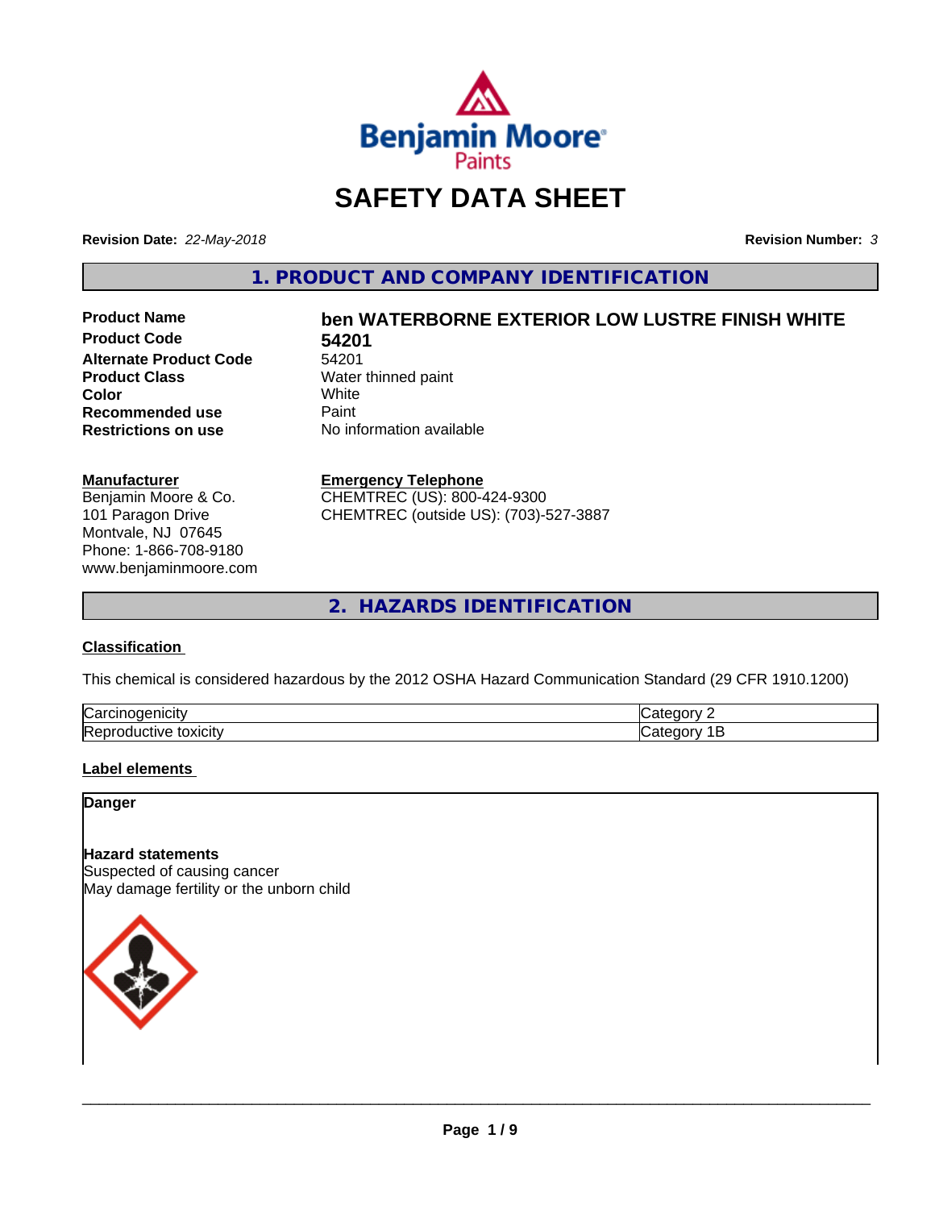# SAFETY DATA SHEET

**Revision Date:** *22-May-2018* **Revision Number:** *3*

## 1. PRODUCT AND COMPANY IDENTIFICATION

| | |
|---|---|
| **Product Name** | **ben WATERBORNE EXTERIOR LOW LUSTRE FINISH WHITE** |
| **Product Code** | **54201** |
| **Alternate Product Code** | 54201 |
| **Product Class** | Water thinned paint |
| **Color** | White |
| **Recommended use** | Paint |
| **Restrictions on use** | No information available |

**Manufacturer**
Benjamin Moore & Co.
101 Paragon Drive
Montvale, NJ 07645
Phone: 1-866-708-9180
www.benjaminmoore.com

**Emergency Telephone**
CHEMTREC (US): 800-424-9300
CHEMTREC (outside US): (703)-527-3887

## 2. HAZARDS IDENTIFICATION

**Classification**

This chemical is considered hazardous by the 2012 OSHA Hazard Communication Standard (29 CFR 1910.1200)

| | |
|---|---|
| Carcinogenicity | Category 2 |
| Reproductive toxicity | Category 1B |

**Label elements**

**Danger**

**Hazard statements**
Suspected of causing cancer
May damage fertility or the unborn child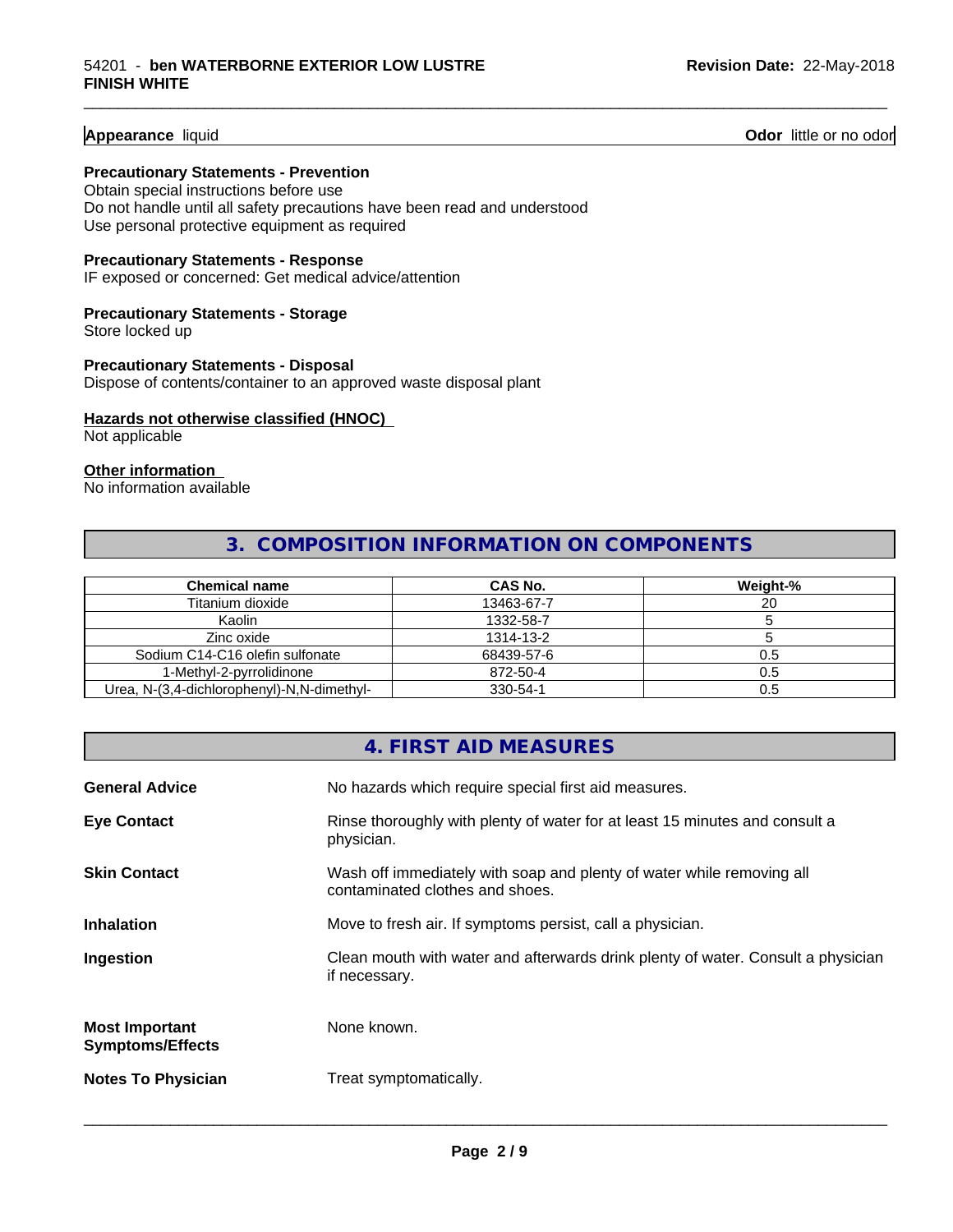**Appearance** liquid **Odor** little or no odor

**Precautionary Statements - Prevention**
Obtain special instructions before use
Do not handle until all safety precautions have been read and understood
Use personal protective equipment as required

**Precautionary Statements - Response**
IF exposed or concerned: Get medical advice/attention

**Precautionary Statements - Storage**
Store locked up

**Precautionary Statements - Disposal**
Dispose of contents/container to an approved waste disposal plant

**Hazards not otherwise classified (HNOC)**
Not applicable

**Other information**
No information available

## 3. COMPOSITION INFORMATION ON COMPONENTS

| Chemical name | CAS No. | Weight-% |
|---|---|---|
| Titanium dioxide | 13463-67-7 | 20 |
| Kaolin | 1332-58-7 | 5 |
| Zinc oxide | 1314-13-2 | 5 |
| Sodium C14-C16 olefin sulfonate | 68439-57-6 | 0.5 |
| 1-Methyl-2-pyrrolidinone | 872-50-4 | 0.5 |
| Urea, N-(3,4-dichlorophenyl)-N,N-dimethyl- | 330-54-1 | 0.5 |

## 4. FIRST AID MEASURES

**General Advice** No hazards which require special first aid measures.

**Eye Contact** Rinse thoroughly with plenty of water for at least 15 minutes and consult a physician.

**Skin Contact** Wash off immediately with soap and plenty of water while removing all contaminated clothes and shoes.

**Inhalation** Move to fresh air. If symptoms persist, call a physician.

**Ingestion** Clean mouth with water and afterwards drink plenty of water. Consult a physician if necessary.

**Most Important Symptoms/Effects** None known.

**Notes To Physician** Treat symptomatically.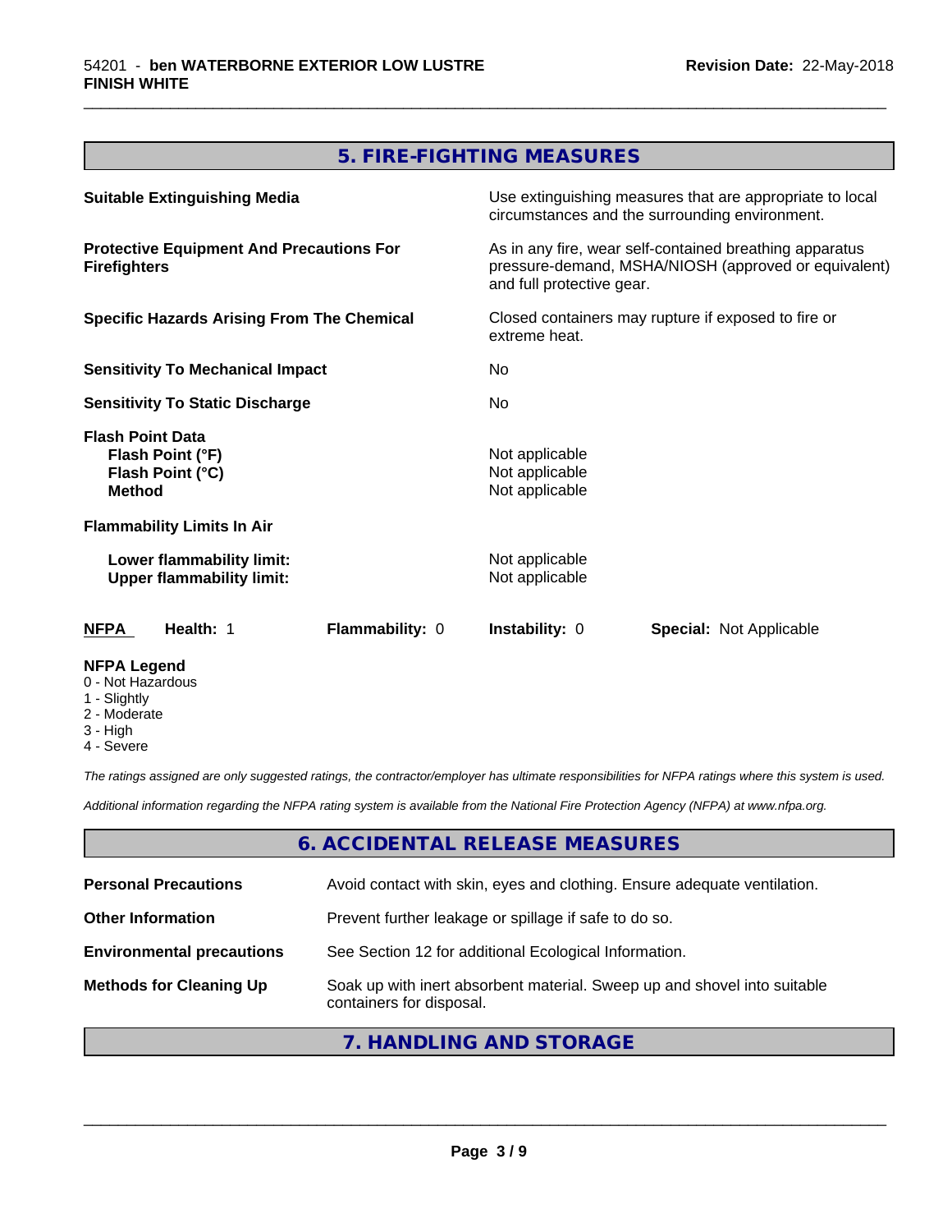## 5. FIRE-FIGHTING MEASURES

| | |
|---|---|
| **Suitable Extinguishing Media** | Use extinguishing measures that are appropriate to local circumstances and the surrounding environment. |
| **Protective Equipment And Precautions For Firefighters** | As in any fire, wear self-contained breathing apparatus pressure-demand, MSHA/NIOSH (approved or equivalent) and full protective gear. |
| **Specific Hazards Arising From The Chemical** | Closed containers may rupture if exposed to fire or extreme heat. |
| **Sensitivity To Mechanical Impact** | No |
| **Sensitivity To Static Discharge** | No |
| **Flash Point Data** | |
| **Flash Point (°F)** | Not applicable |
| **Flash Point (°C)** | Not applicable |
| **Method** | Not applicable |
| **Flammability Limits In Air** | |
| **Lower flammability limit:** | Not applicable |
| **Upper flammability limit:** | Not applicable |

| **NFPA** | **Health:** 1 | **Flammability:** 0 | **Instability:** 0 | **Special:** Not Applicable |
|---|---|---|---|---|

**NFPA Legend**
- 0 - Not Hazardous
- 1 - Slightly
- 2 - Moderate
- 3 - High
- 4 - Severe

*The ratings assigned are only suggested ratings, the contractor/employer has ultimate responsibilities for NFPA ratings where this system is used.*

*Additional information regarding the NFPA rating system is available from the National Fire Protection Agency (NFPA) at www.nfpa.org.*

## 6. ACCIDENTAL RELEASE MEASURES

| | |
|---|---|
| **Personal Precautions** | Avoid contact with skin, eyes and clothing. Ensure adequate ventilation. |
| **Other Information** | Prevent further leakage or spillage if safe to do so. |
| **Environmental precautions** | See Section 12 for additional Ecological Information. |
| **Methods for Cleaning Up** | Soak up with inert absorbent material. Sweep up and shovel into suitable containers for disposal. |

## 7. HANDLING AND STORAGE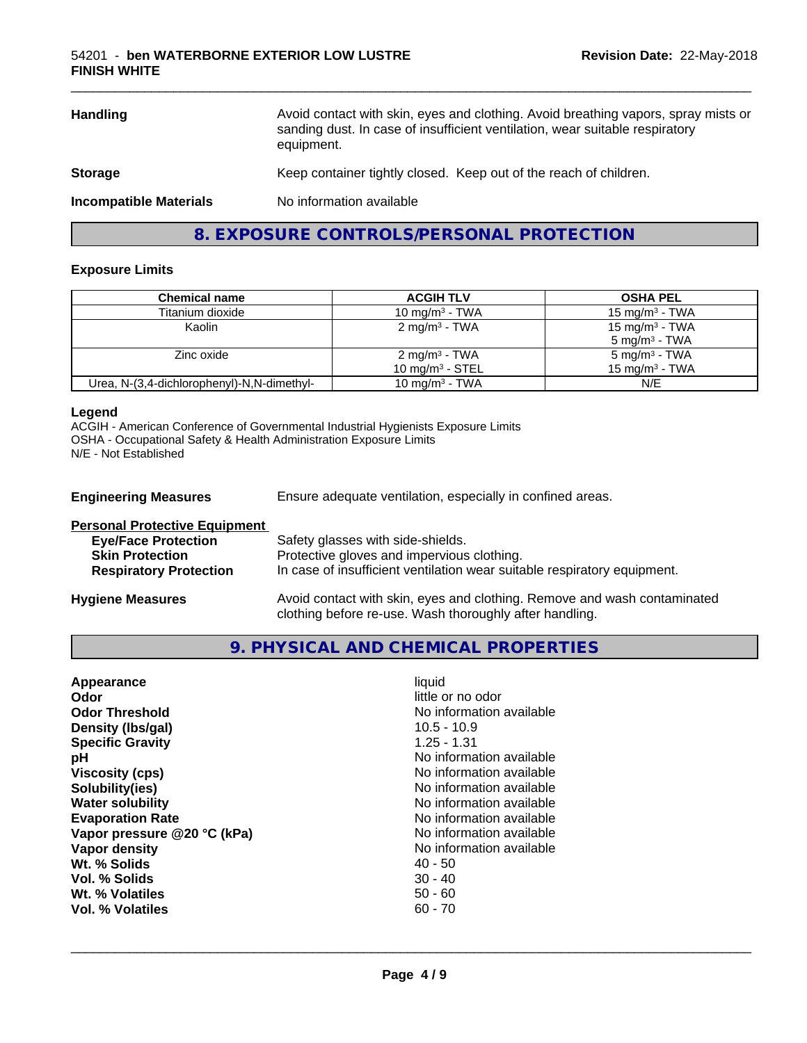| | |
|---|---|
| **Handling** | Avoid contact with skin, eyes and clothing. Avoid breathing vapors, spray mists or sanding dust. In case of insufficient ventilation, wear suitable respiratory equipment. |
| **Storage** | Keep container tightly closed. Keep out of the reach of children. |
| **Incompatible Materials** | No information available |

## 8. EXPOSURE CONTROLS/PERSONAL PROTECTION

### Exposure Limits

| Chemical name | ACGIH TLV | OSHA PEL |
|---|---|---|
| Titanium dioxide | 10 mg/m³ - TWA | 15 mg/m³ - TWA |
| Kaolin | 2 mg/m³ - TWA | 15 mg/m³ - TWA<br>5 mg/m³ - TWA |
| Zinc oxide | 2 mg/m³ - TWA<br>10 mg/m³ - STEL | 5 mg/m³ - TWA<br>15 mg/m³ - TWA |
| Urea, N-(3,4-dichlorophenyl)-N,N-dimethyl- | 10 mg/m³ - TWA | N/E |

**Legend**
ACGIH - American Conference of Governmental Industrial Hygienists Exposure Limits
OSHA - Occupational Safety & Health Administration Exposure Limits
N/E - Not Established

**Engineering Measures** Ensure adequate ventilation, especially in confined areas.

**Personal Protective Equipment**

- **Eye/Face Protection** Safety glasses with side-shields.
- **Skin Protection** Protective gloves and impervious clothing.
- **Respiratory Protection** In case of insufficient ventilation wear suitable respiratory equipment.

**Hygiene Measures** Avoid contact with skin, eyes and clothing. Remove and wash contaminated clothing before re-use. Wash thoroughly after handling.

## 9. PHYSICAL AND CHEMICAL PROPERTIES

| | |
|---|---|
| **Appearance** | liquid |
| **Odor** | little or no odor |
| **Odor Threshold** | No information available |
| **Density (lbs/gal)** | 10.5 - 10.9 |
| **Specific Gravity** | 1.25 - 1.31 |
| **pH** | No information available |
| **Viscosity (cps)** | No information available |
| **Solubility(ies)** | No information available |
| **Water solubility** | No information available |
| **Evaporation Rate** | No information available |
| **Vapor pressure @20 °C (kPa)** | No information available |
| **Vapor density** | No information available |
| **Wt. % Solids** | 40 - 50 |
| **Vol. % Solids** | 30 - 40 |
| **Wt. % Volatiles** | 50 - 60 |
| **Vol. % Volatiles** | 60 - 70 |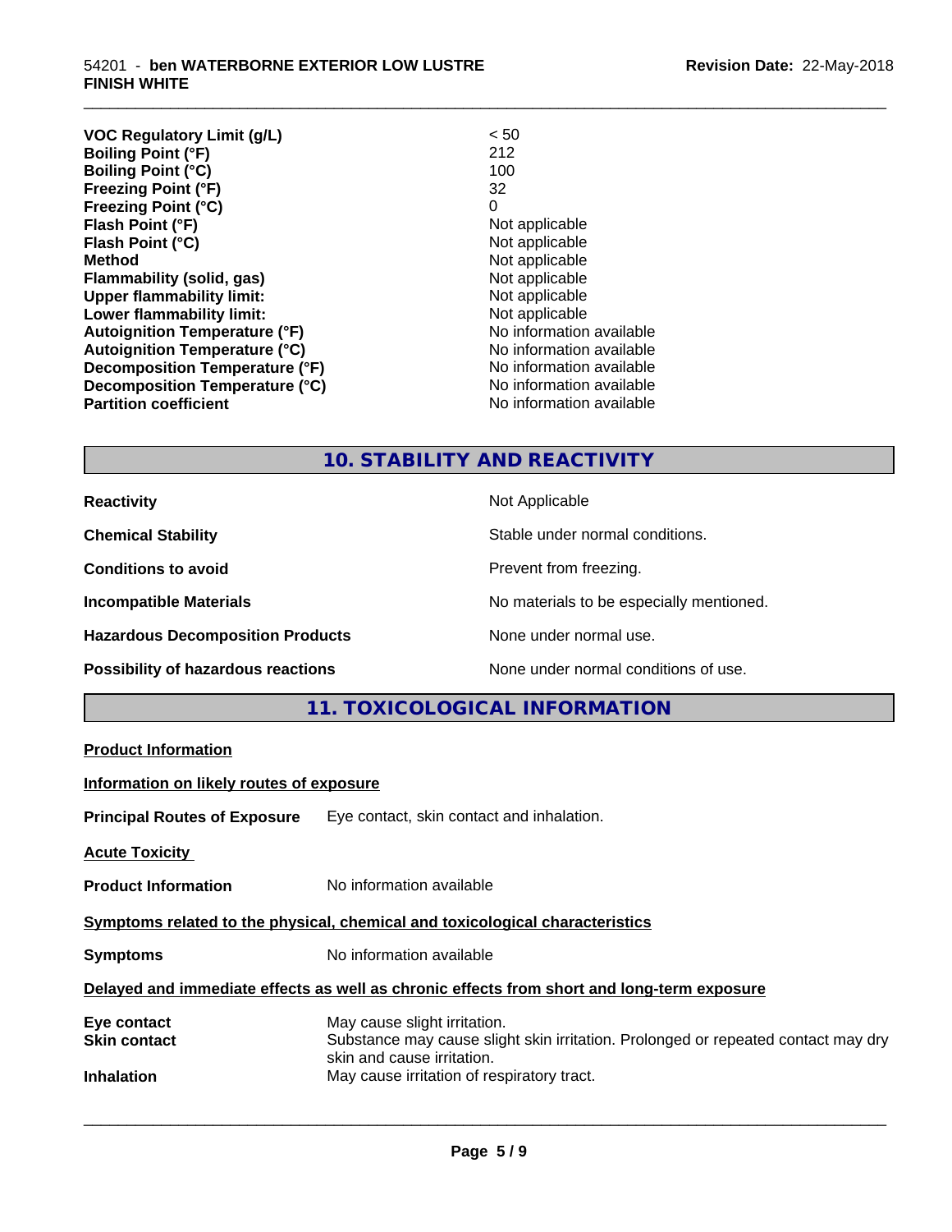| | |
|---|---|
| **VOC Regulatory Limit (g/L)** | < 50 |
| **Boiling Point (°F)** | 212 |
| **Boiling Point (°C)** | 100 |
| **Freezing Point (°F)** | 32 |
| **Freezing Point (°C)** | 0 |
| **Flash Point (°F)** | Not applicable |
| **Flash Point (°C)** | Not applicable |
| **Method** | Not applicable |
| **Flammability (solid, gas)** | Not applicable |
| **Upper flammability limit:** | Not applicable |
| **Lower flammability limit:** | Not applicable |
| **Autoignition Temperature (°F)** | No information available |
| **Autoignition Temperature (°C)** | No information available |
| **Decomposition Temperature (°F)** | No information available |
| **Decomposition Temperature (°C)** | No information available |
| **Partition coefficient** | No information available |

## 10. STABILITY AND REACTIVITY

| | |
|---|---|
| **Reactivity** | Not Applicable |
| **Chemical Stability** | Stable under normal conditions. |
| **Conditions to avoid** | Prevent from freezing. |
| **Incompatible Materials** | No materials to be especially mentioned. |
| **Hazardous Decomposition Products** | None under normal use. |
| **Possibility of hazardous reactions** | None under normal conditions of use. |

## 11. TOXICOLOGICAL INFORMATION

**Product Information**

**Information on likely routes of exposure**

**Principal Routes of Exposure** Eye contact, skin contact and inhalation.

**Acute Toxicity**

**Product Information** No information available

**Symptoms related to the physical, chemical and toxicological characteristics**

**Symptoms** No information available

**Delayed and immediate effects as well as chronic effects from short and long-term exposure**

| | |
|---|---|
| **Eye contact** | May cause slight irritation. |
| **Skin contact** | Substance may cause slight skin irritation. Prolonged or repeated contact may dry skin and cause irritation. |
| **Inhalation** | May cause irritation of respiratory tract. |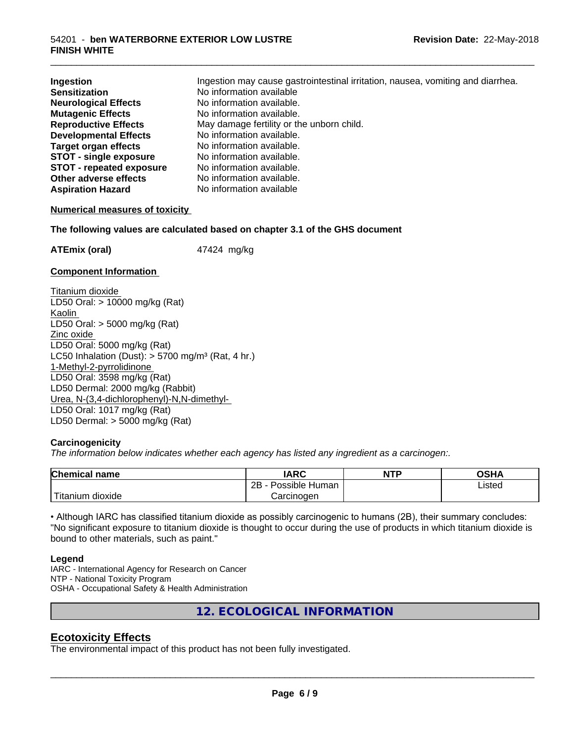| | |
|---|---|
| **Ingestion** | Ingestion may cause gastrointestinal irritation, nausea, vomiting and diarrhea. |
| **Sensitization** | No information available |
| **Neurological Effects** | No information available. |
| **Mutagenic Effects** | No information available. |
| **Reproductive Effects** | May damage fertility or the unborn child. |
| **Developmental Effects** | No information available. |
| **Target organ effects** | No information available. |
| **STOT - single exposure** | No information available. |
| **STOT - repeated exposure** | No information available. |
| **Other adverse effects** | No information available. |
| **Aspiration Hazard** | No information available |

**Numerical measures of toxicity**

**The following values are calculated based on chapter 3.1 of the GHS document**

**ATEmix (oral)** 47424 mg/kg

**Component Information**

Titanium dioxide
LD50 Oral: > 10000 mg/kg (Rat)
Kaolin
LD50 Oral: > 5000 mg/kg (Rat)
Zinc oxide
LD50 Oral: 5000 mg/kg (Rat)
LC50 Inhalation (Dust): > 5700 mg/m³ (Rat, 4 hr.)
1-Methyl-2-pyrrolidinone
LD50 Oral: 3598 mg/kg (Rat)
LD50 Dermal: 2000 mg/kg (Rabbit)
Urea, N-(3,4-dichlorophenyl)-N,N-dimethyl-
LD50 Oral: 1017 mg/kg (Rat)
LD50 Dermal: > 5000 mg/kg (Rat)

**Carcinogenicity**

*The information below indicates whether each agency has listed any ingredient as a carcinogen:.*

| Chemical name | IARC | NTP | OSHA |
|---|---|---|---|
| Titanium dioxide | 2B - Possible Human Carcinogen | | Listed |

• Although IARC has classified titanium dioxide as possibly carcinogenic to humans (2B), their summary concludes: "No significant exposure to titanium dioxide is thought to occur during the use of products in which titanium dioxide is bound to other materials, such as paint."

**Legend**

IARC - International Agency for Research on Cancer
NTP - National Toxicity Program
OSHA - Occupational Safety & Health Administration

## 12. ECOLOGICAL INFORMATION

### Ecotoxicity Effects

The environmental impact of this product has not been fully investigated.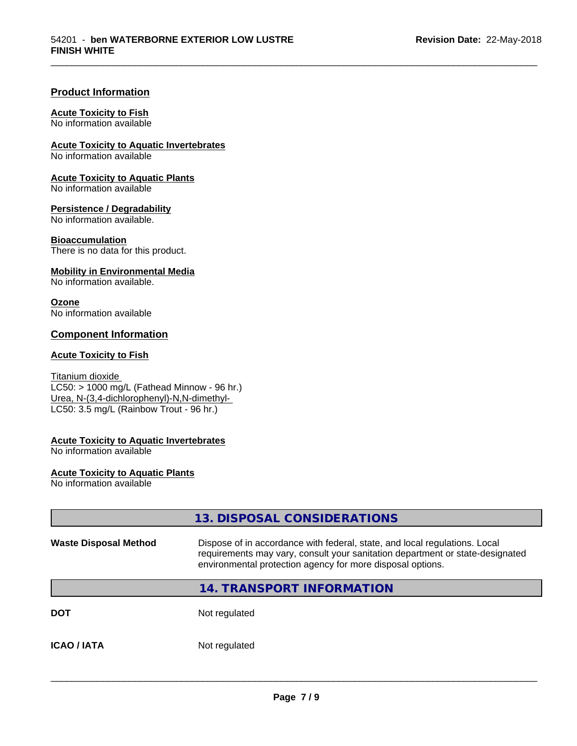## Product Information

**Acute Toxicity to Fish**
No information available

**Acute Toxicity to Aquatic Invertebrates**
No information available

**Acute Toxicity to Aquatic Plants**
No information available

**Persistence / Degradability**
No information available.

**Bioaccumulation**
There is no data for this product.

**Mobility in Environmental Media**
No information available.

**Ozone**
No information available

## Component Information

**Acute Toxicity to Fish**

Titanium dioxide
LC50: > 1000 mg/L (Fathead Minnow - 96 hr.)
Urea, N-(3,4-dichlorophenyl)-N,N-dimethyl-
LC50: 3.5 mg/L (Rainbow Trout - 96 hr.)

**Acute Toxicity to Aquatic Invertebrates**
No information available

**Acute Toxicity to Aquatic Plants**
No information available

## 13. DISPOSAL CONSIDERATIONS

| | |
|---|---|
| **Waste Disposal Method** | Dispose of in accordance with federal, state, and local regulations. Local requirements may vary, consult your sanitation department or state-designated environmental protection agency for more disposal options. |

## 14. TRANSPORT INFORMATION

| | |
|---|---|
| **DOT** | Not regulated |
| **ICAO / IATA** | Not regulated |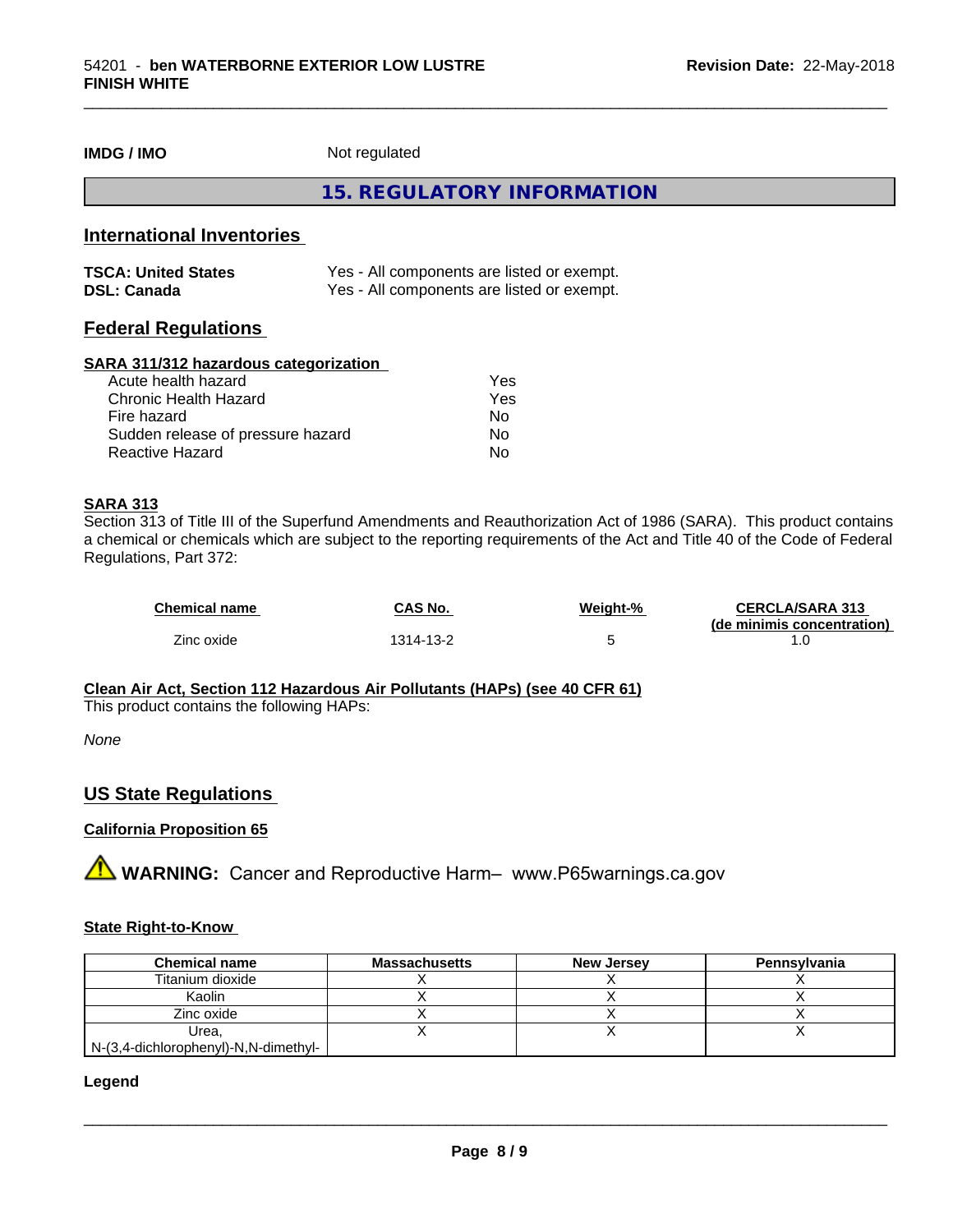**IMDG / IMO** Not regulated

## 15. REGULATORY INFORMATION

### International Inventories

| | |
|---|---|
| **TSCA: United States** | Yes - All components are listed or exempt. |
| **DSL: Canada** | Yes - All components are listed or exempt. |

### Federal Regulations

**SARA 311/312 hazardous categorization**

| | |
|---|---|
| Acute health hazard | Yes |
| Chronic Health Hazard | Yes |
| Fire hazard | No |
| Sudden release of pressure hazard | No |
| Reactive Hazard | No |

**SARA 313**

Section 313 of Title III of the Superfund Amendments and Reauthorization Act of 1986 (SARA). This product contains a chemical or chemicals which are subject to the reporting requirements of the Act and Title 40 of the Code of Federal Regulations, Part 372:

| Chemical name | CAS No. | Weight-% | CERCLA/SARA 313 (de minimis concentration) |
|---|---|---|---|
| Zinc oxide | 1314-13-2 | 5 | 1.0 |

**Clean Air Act, Section 112 Hazardous Air Pollutants (HAPs) (see 40 CFR 61)**

This product contains the following HAPs:

*None*

### US State Regulations

**California Proposition 65**

⚠ **WARNING:** Cancer and Reproductive Harm– www.P65warnings.ca.gov

**State Right-to-Know**

| Chemical name | Massachusetts | New Jersey | Pennsylvania |
|---|---|---|---|
| Titanium dioxide | X | X | X |
| Kaolin | X | X | X |
| Zinc oxide | X | X | X |
| Urea, N-(3,4-dichlorophenyl)-N,N-dimethyl- | X | X | X |

**Legend**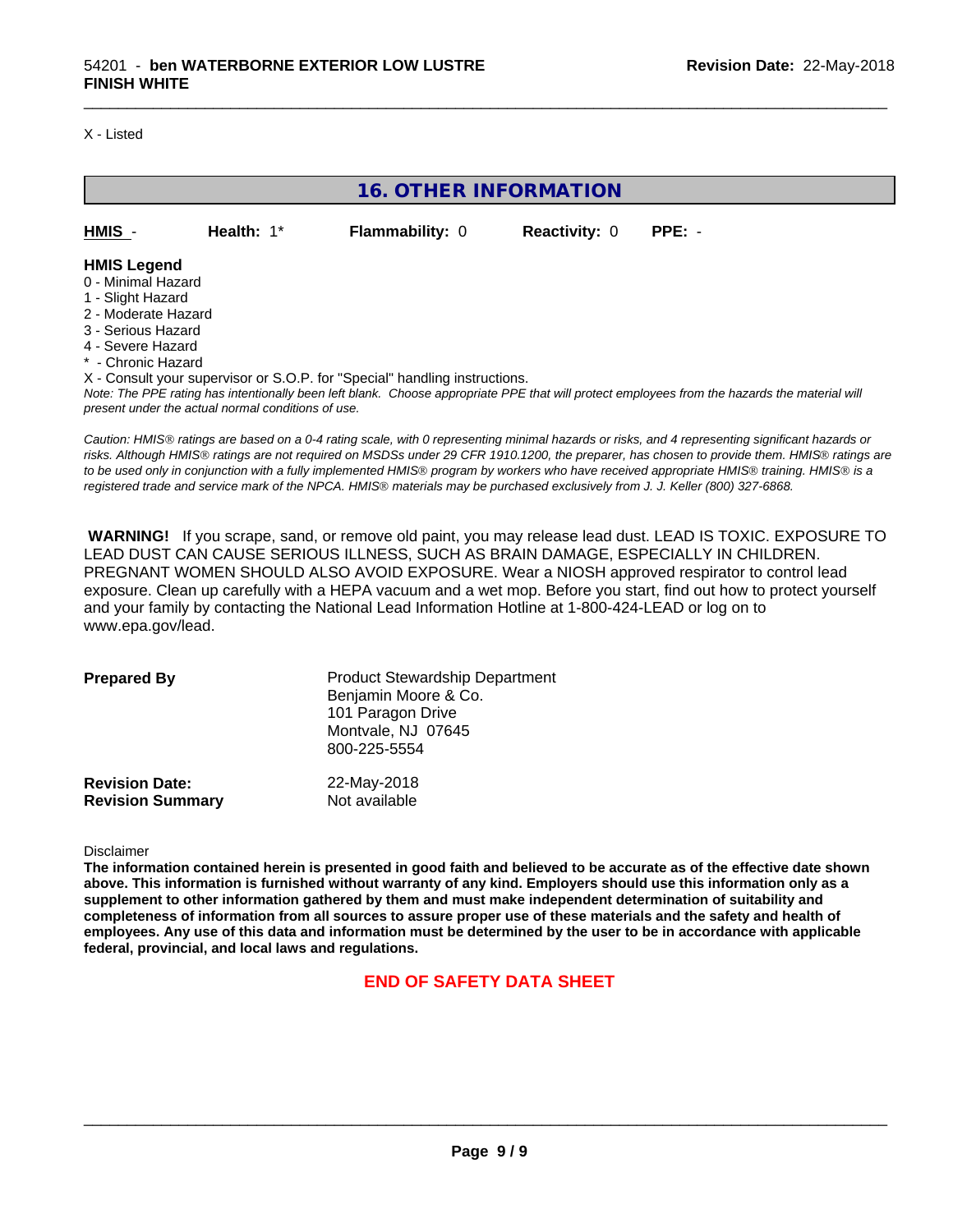X - Listed

## 16. OTHER INFORMATION

| HMIS - | Health: 1* | Flammability: 0 | Reactivity: 0 | PPE: - |
|---|---|---|---|---|

**HMIS Legend**
0 - Minimal Hazard
1 - Slight Hazard
2 - Moderate Hazard
3 - Serious Hazard
4 - Severe Hazard
* - Chronic Hazard
X - Consult your supervisor or S.O.P. for "Special" handling instructions.
*Note: The PPE rating has intentionally been left blank. Choose appropriate PPE that will protect employees from the hazards the material will present under the actual normal conditions of use.*

*Caution: HMIS® ratings are based on a 0-4 rating scale, with 0 representing minimal hazards or risks, and 4 representing significant hazards or risks. Although HMIS® ratings are not required on MSDSs under 29 CFR 1910.1200, the preparer, has chosen to provide them. HMIS® ratings are to be used only in conjunction with a fully implemented HMIS® program by workers who have received appropriate HMIS® training. HMIS® is a registered trade and service mark of the NPCA. HMIS® materials may be purchased exclusively from J. J. Keller (800) 327-6868.*

**WARNING!** If you scrape, sand, or remove old paint, you may release lead dust. LEAD IS TOXIC. EXPOSURE TO LEAD DUST CAN CAUSE SERIOUS ILLNESS, SUCH AS BRAIN DAMAGE, ESPECIALLY IN CHILDREN. PREGNANT WOMEN SHOULD ALSO AVOID EXPOSURE. Wear a NIOSH approved respirator to control lead exposure. Clean up carefully with a HEPA vacuum and a wet mop. Before you start, find out how to protect yourself and your family by contacting the National Lead Information Hotline at 1-800-424-LEAD or log on to www.epa.gov/lead.

**Prepared By**
Product Stewardship Department
Benjamin Moore & Co.
101 Paragon Drive
Montvale, NJ 07645
800-225-5554

**Revision Date:** 22-May-2018
**Revision Summary** Not available

Disclaimer
**The information contained herein is presented in good faith and believed to be accurate as of the effective date shown above. This information is furnished without warranty of any kind. Employers should use this information only as a supplement to other information gathered by them and must make independent determination of suitability and completeness of information from all sources to assure proper use of these materials and the safety and health of employees. Any use of this data and information must be determined by the user to be in accordance with applicable federal, provincial, and local laws and regulations.**

**END OF SAFETY DATA SHEET**